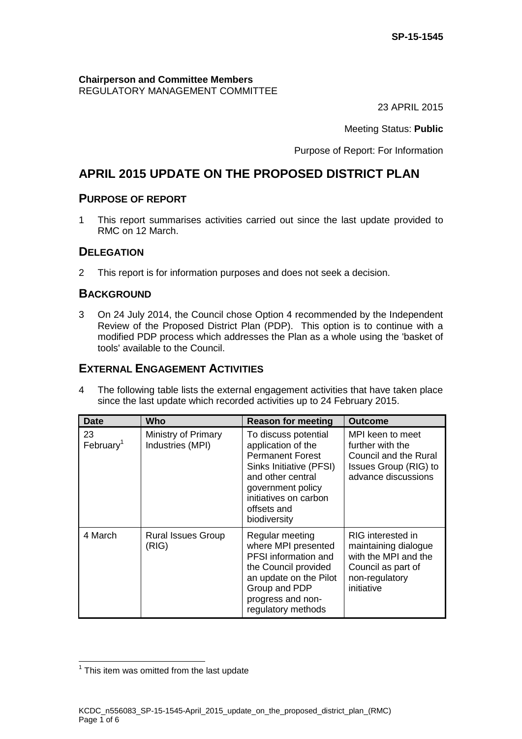SP-15-1545

**Chairperson and Committee Members**
REGULATORY MANAGEMENT COMMITTEE

23 APRIL 2015

Meeting Status: **Public**

Purpose of Report: For Information

# APRIL 2015 UPDATE ON THE PROPOSED DISTRICT PLAN

## PURPOSE OF REPORT

1 This report summarises activities carried out since the last update provided to RMC on 12 March.

## DELEGATION

2 This report is for information purposes and does not seek a decision.

## BACKGROUND

3 On 24 July 2014, the Council chose Option 4 recommended by the Independent Review of the Proposed District Plan (PDP). This option is to continue with a modified PDP process which addresses the Plan as a whole using the 'basket of tools' available to the Council.

## EXTERNAL ENGAGEMENT ACTIVITIES

4 The following table lists the external engagement activities that have taken place since the last update which recorded activities up to 24 February 2015.

| Date | Who | Reason for meeting | Outcome |
|---|---|---|---|
| 23 February[1] | Ministry of Primary Industries (MPI) | To discuss potential application of the Permanent Forest Sinks Initiative (PFSI) and other central government policy initiatives on carbon offsets and biodiversity | MPI keen to meet further with the Council and the Rural Issues Group (RIG) to advance discussions |
| 4 March | Rural Issues Group (RIG) | Regular meeting where MPI presented PFSI information and the Council provided an update on the Pilot Group and PDP progress and non-regulatory methods | RIG interested in maintaining dialogue with the MPI and the Council as part of non-regulatory initiative |

[1] This item was omitted from the last update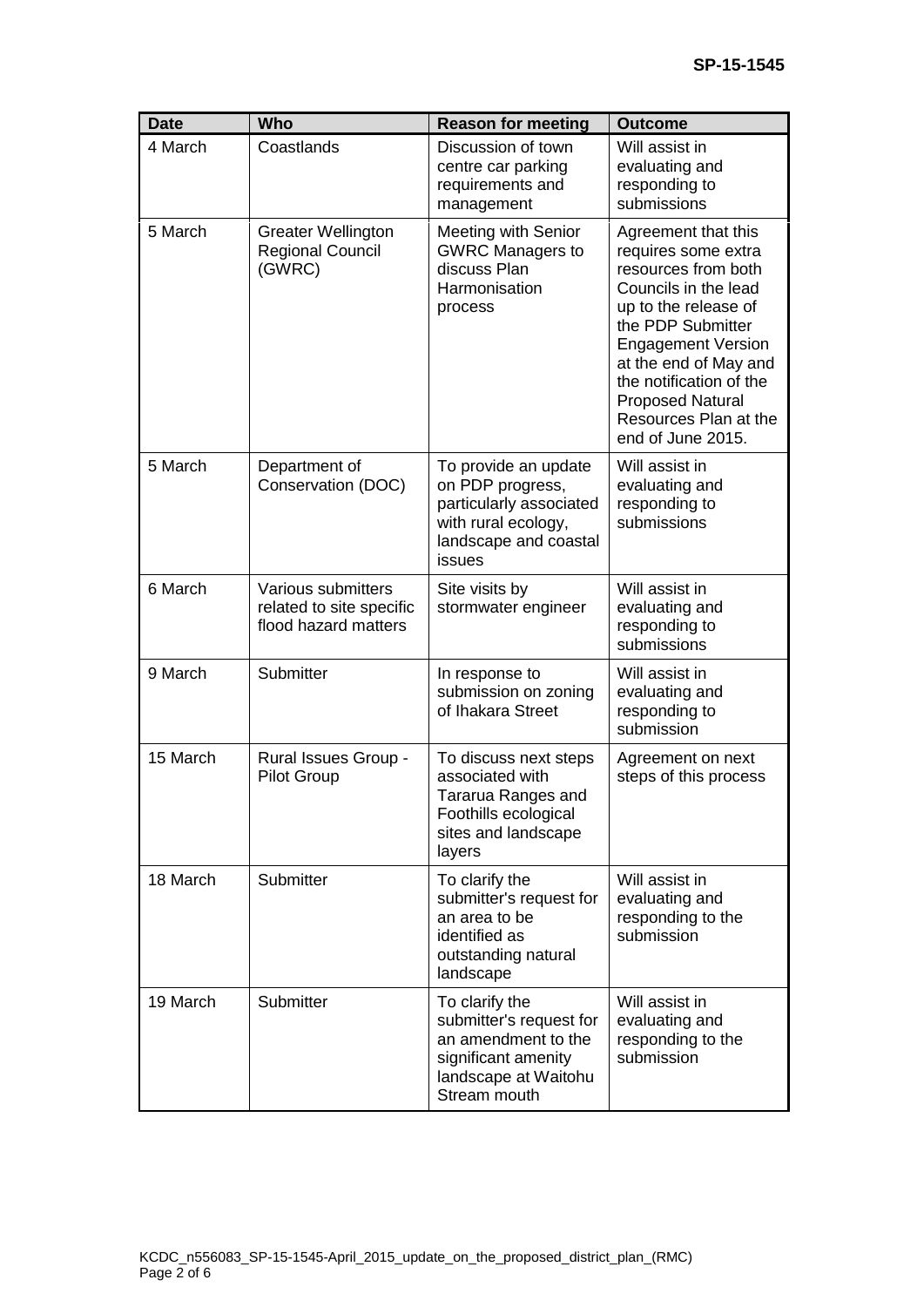| Date | Who | Reason for meeting | Outcome |
|---|---|---|---|
| 4 March | Coastlands | Discussion of town centre car parking requirements and management | Will assist in evaluating and responding to submissions |
| 5 March | Greater Wellington Regional Council (GWRC) | Meeting with Senior GWRC Managers to discuss Plan Harmonisation process | Agreement that this requires some extra resources from both Councils in the lead up to the release of the PDP Submitter Engagement Version at the end of May and the notification of the Proposed Natural Resources Plan at the end of June 2015. |
| 5 March | Department of Conservation (DOC) | To provide an update on PDP progress, particularly associated with rural ecology, landscape and coastal issues | Will assist in evaluating and responding to submissions |
| 6 March | Various submitters related to site specific flood hazard matters | Site visits by stormwater engineer | Will assist in evaluating and responding to submissions |
| 9 March | Submitter | In response to submission on zoning of Ihakara Street | Will assist in evaluating and responding to submission |
| 15 March | Rural Issues Group - Pilot Group | To discuss next steps associated with Tararua Ranges and Foothills ecological sites and landscape layers | Agreement on next steps of this process |
| 18 March | Submitter | To clarify the submitter's request for an area to be identified as outstanding natural landscape | Will assist in evaluating and responding to the submission |
| 19 March | Submitter | To clarify the submitter's request for an amendment to the significant amenity landscape at Waitohu Stream mouth | Will assist in evaluating and responding to the submission |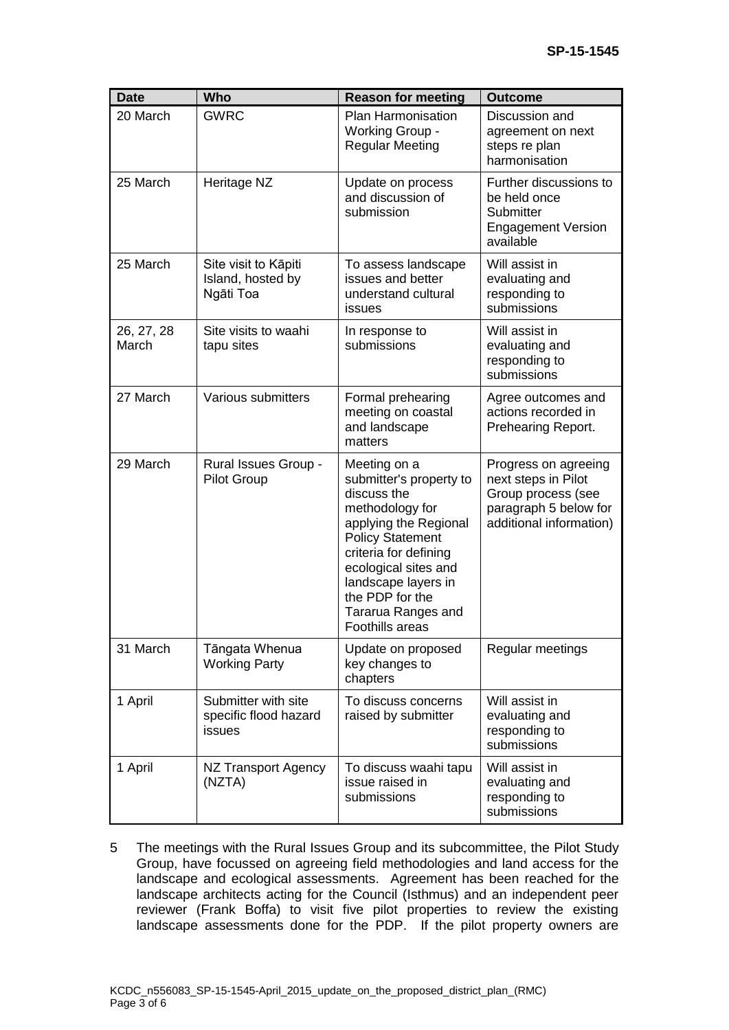| Date | Who | Reason for meeting | Outcome |
|---|---|---|---|
| 20 March | GWRC | Plan Harmonisation Working Group - Regular Meeting | Discussion and agreement on next steps re plan harmonisation |
| 25 March | Heritage NZ | Update on process and discussion of submission | Further discussions to be held once Submitter Engagement Version available |
| 25 March | Site visit to Kāpiti Island, hosted by Ngāti Toa | To assess landscape issues and better understand cultural issues | Will assist in evaluating and responding to submissions |
| 26, 27, 28 March | Site visits to waahi tapu sites | In response to submissions | Will assist in evaluating and responding to submissions |
| 27 March | Various submitters | Formal prehearing meeting on coastal and landscape matters | Agree outcomes and actions recorded in Prehearing Report. |
| 29 March | Rural Issues Group - Pilot Group | Meeting on a submitter's property to discuss the methodology for applying the Regional Policy Statement criteria for defining ecological sites and landscape layers in the PDP for the Tararua Ranges and Foothills areas | Progress on agreeing next steps in Pilot Group process (see paragraph 5 below for additional information) |
| 31 March | Tāngata Whenua Working Party | Update on proposed key changes to chapters | Regular meetings |
| 1 April | Submitter with site specific flood hazard issues | To discuss concerns raised by submitter | Will assist in evaluating and responding to submissions |
| 1 April | NZ Transport Agency (NZTA) | To discuss waahi tapu issue raised in submissions | Will assist in evaluating and responding to submissions |

5 The meetings with the Rural Issues Group and its subcommittee, the Pilot Study Group, have focussed on agreeing field methodologies and land access for the landscape and ecological assessments. Agreement has been reached for the landscape architects acting for the Council (Isthmus) and an independent peer reviewer (Frank Boffa) to visit five pilot properties to review the existing landscape assessments done for the PDP. If the pilot property owners are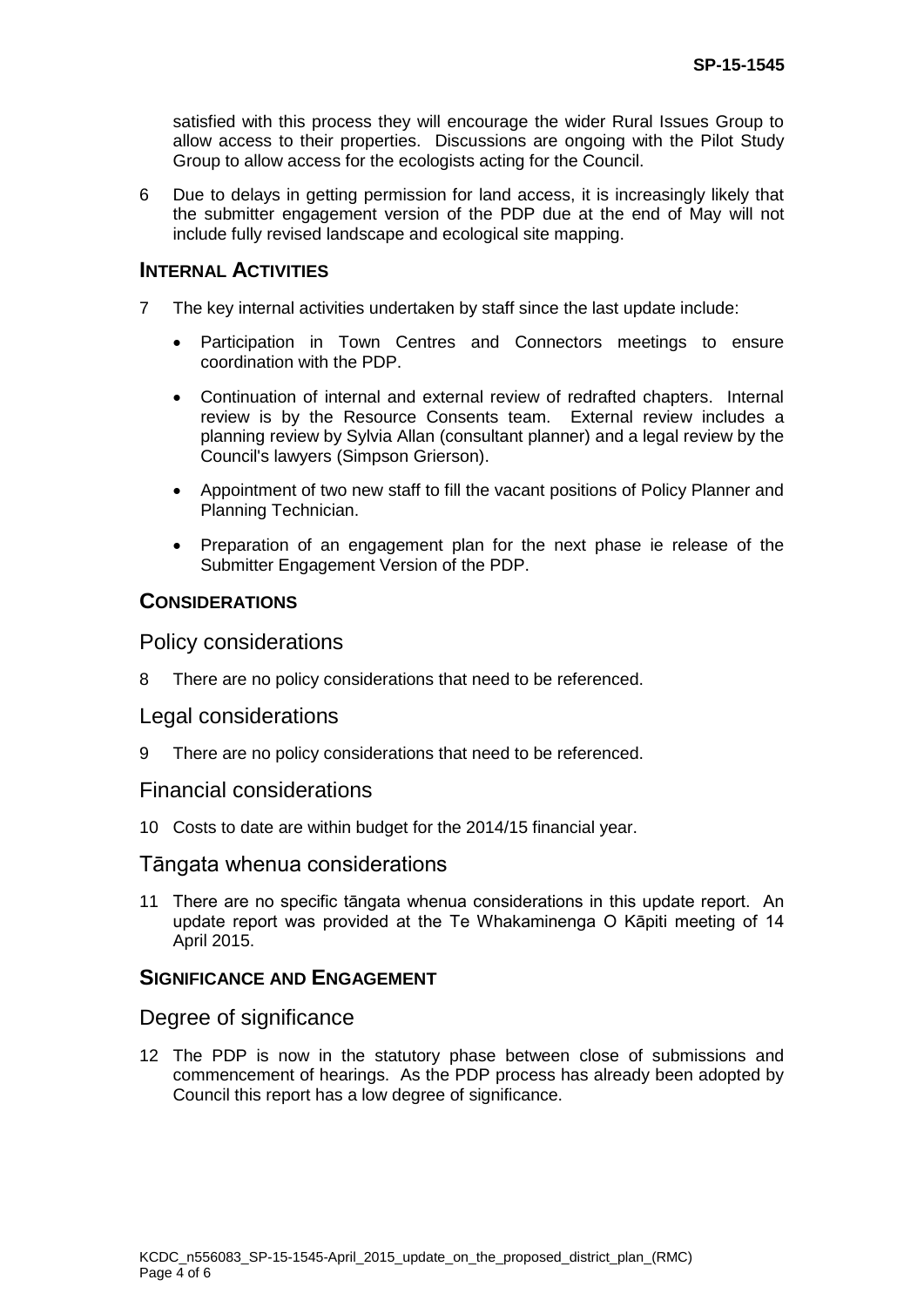satisfied with this process they will encourage the wider Rural Issues Group to allow access to their properties. Discussions are ongoing with the Pilot Study Group to allow access for the ecologists acting for the Council.

6 Due to delays in getting permission for land access, it is increasingly likely that the submitter engagement version of the PDP due at the end of May will not include fully revised landscape and ecological site mapping.

## INTERNAL ACTIVITIES

7 The key internal activities undertaken by staff since the last update include:

- Participation in Town Centres and Connectors meetings to ensure coordination with the PDP.
- Continuation of internal and external review of redrafted chapters. Internal review is by the Resource Consents team. External review includes a planning review by Sylvia Allan (consultant planner) and a legal review by the Council's lawyers (Simpson Grierson).
- Appointment of two new staff to fill the vacant positions of Policy Planner and Planning Technician.
- Preparation of an engagement plan for the next phase ie release of the Submitter Engagement Version of the PDP.

## CONSIDERATIONS

### Policy considerations

8 There are no policy considerations that need to be referenced.

### Legal considerations

9 There are no policy considerations that need to be referenced.

### Financial considerations

10 Costs to date are within budget for the 2014/15 financial year.

### Tāngata whenua considerations

11 There are no specific tāngata whenua considerations in this update report. An update report was provided at the Te Whakaminenga O Kāpiti meeting of 14 April 2015.

## SIGNIFICANCE AND ENGAGEMENT

### Degree of significance

12 The PDP is now in the statutory phase between close of submissions and commencement of hearings. As the PDP process has already been adopted by Council this report has a low degree of significance.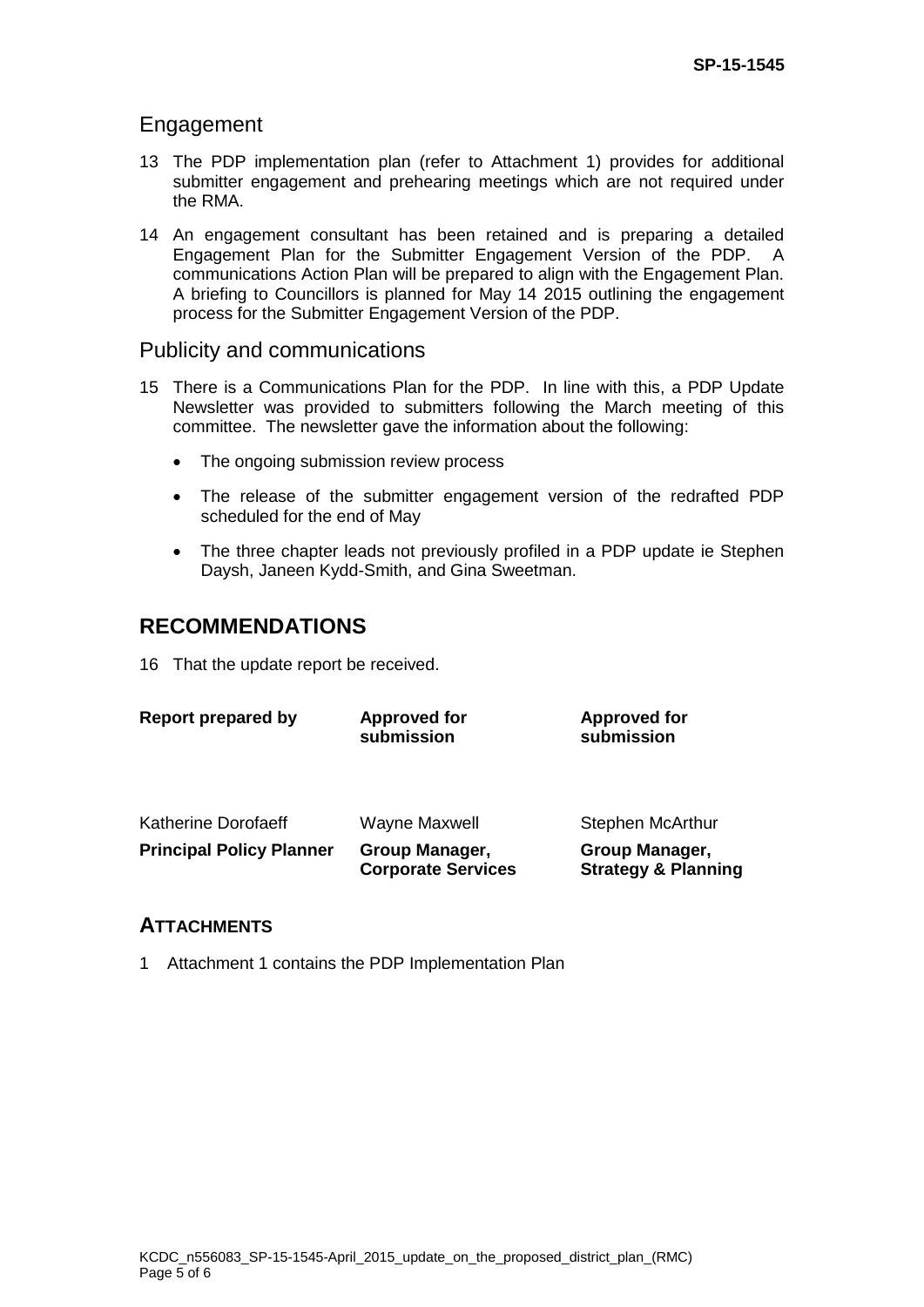## Engagement

13 The PDP implementation plan (refer to Attachment 1) provides for additional submitter engagement and prehearing meetings which are not required under the RMA.

14 An engagement consultant has been retained and is preparing a detailed Engagement Plan for the Submitter Engagement Version of the PDP. A communications Action Plan will be prepared to align with the Engagement Plan. A briefing to Councillors is planned for May 14 2015 outlining the engagement process for the Submitter Engagement Version of the PDP.

## Publicity and communications

15 There is a Communications Plan for the PDP. In line with this, a PDP Update Newsletter was provided to submitters following the March meeting of this committee. The newsletter gave the information about the following:

- The ongoing submission review process
- The release of the submitter engagement version of the redrafted PDP scheduled for the end of May
- The three chapter leads not previously profiled in a PDP update ie Stephen Daysh, Janeen Kydd-Smith, and Gina Sweetman.

# RECOMMENDATIONS

16 That the update report be received.

| **Report prepared by** | **Approved for submission** | **Approved for submission** |
|---|---|---|
| Katherine Dorofaeff | Wayne Maxwell | Stephen McArthur |
| **Principal Policy Planner** | **Group Manager, Corporate Services** | **Group Manager, Strategy & Planning** |

## ATTACHMENTS

1 Attachment 1 contains the PDP Implementation Plan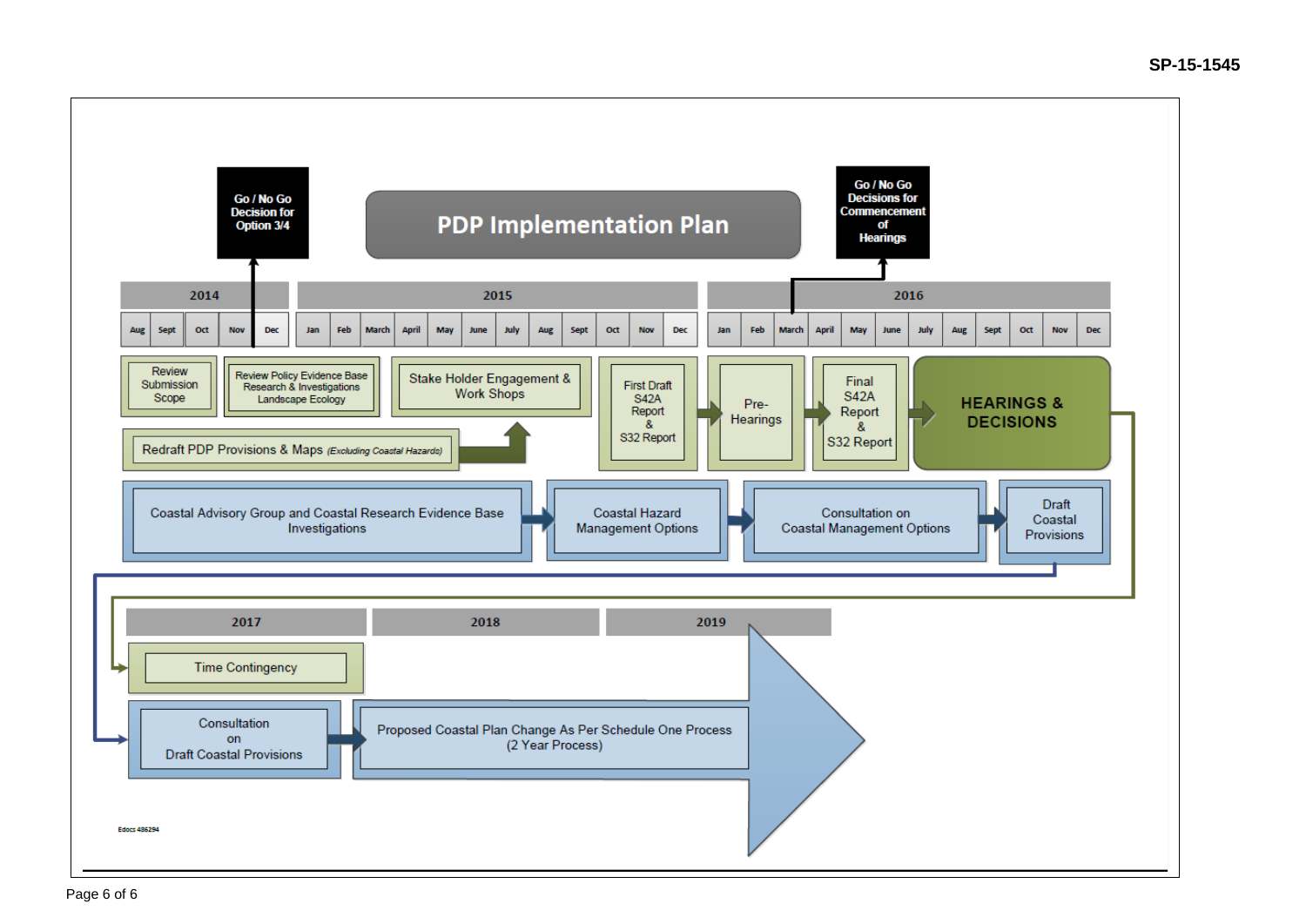# PDP Implementation Plan

Go / No Go Decision for Option 3/4

Go / No Go Decisions for Commencement of Hearings

2014

Aug Sept Oct Nov Dec

2015

Jan Feb March April May June July Aug Sept Oct Nov Dec

2016

Jan Feb March April May June July Aug Sept Oct Nov Dec

Review Submission Scope

Review Policy Evidence Base Research & Investigations Landscape Ecology

Stake Holder Engagement & Work Shops

Redraft PDP Provisions & Maps *(Excluding Coastal Hazards)*

First Draft S42A Report & S32 Report

Pre-Hearings

Final S42A Report & S32 Report

**HEARINGS & DECISIONS**

Coastal Advisory Group and Coastal Research Evidence Base Investigations

Coastal Hazard Management Options

Consultation on Coastal Management Options

Draft Coastal Provisions

2017

2018

2019

Time Contingency

Consultation on Draft Coastal Provisions

Proposed Coastal Plan Change As Per Schedule One Process (2 Year Process)

Edocs 486294